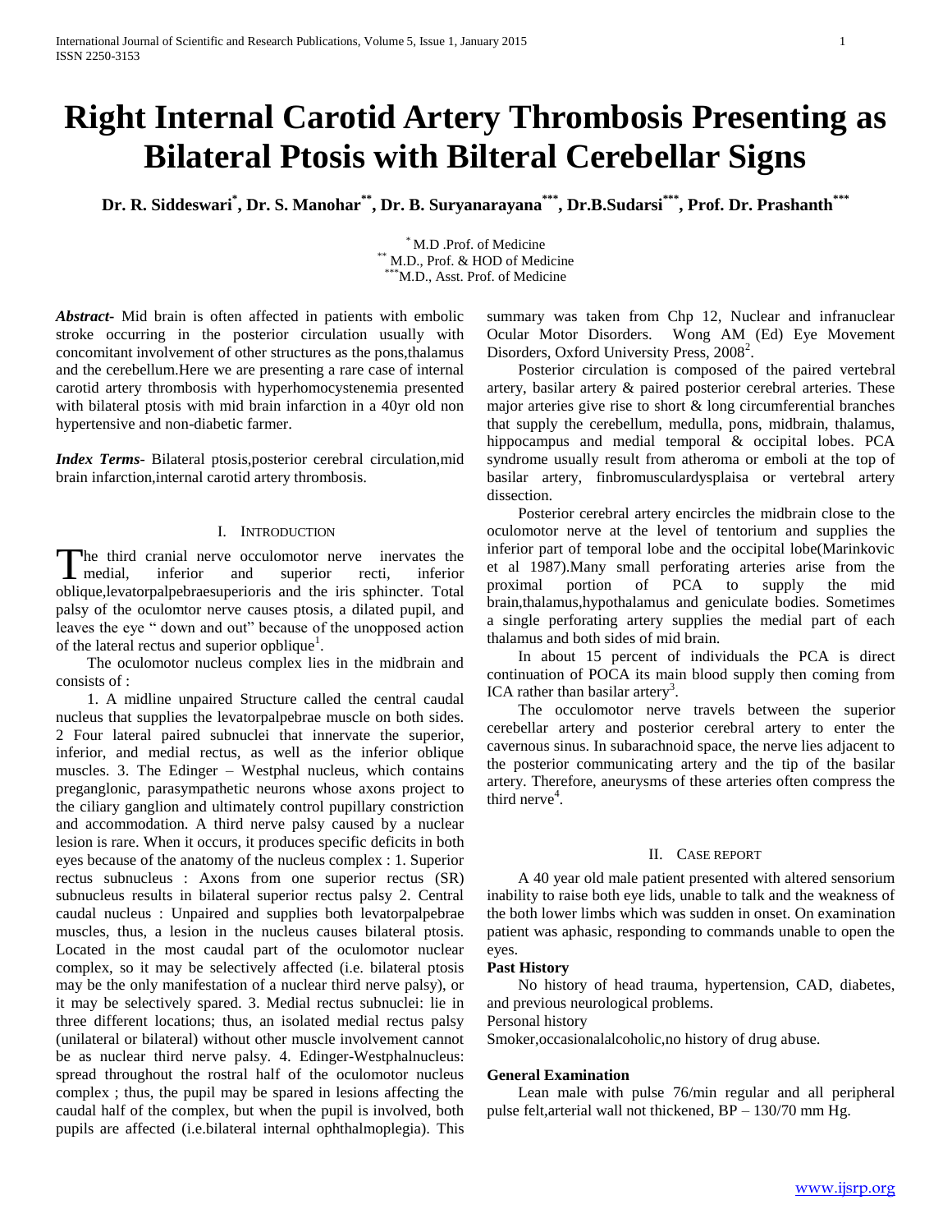# Right Internal Carotid Artery Thrombosis Presenting as Bilateral Ptosis with Bilteral Cerebellar Signs

**Dr. R. Siddeswari[*], Dr. S. Manohar[**], Dr. B. Suryanarayana[***], Dr.B.Sudarsi[***], Prof. Dr. Prashanth[***]**

[*] M.D .Prof. of Medicine
[**] M.D., Prof. & HOD of Medicine
[***] M.D., Asst. Prof. of Medicine

***Abstract***- Mid brain is often affected in patients with embolic stroke occurring in the posterior circulation usually with concomitant involvement of other structures as the pons,thalamus and the cerebellum.Here we are presenting a rare case of internal carotid artery thrombosis with hyperhomocystenemia presented with bilateral ptosis with mid brain infarction in a 40yr old non hypertensive and non-diabetic farmer.

***Index Terms***- Bilateral ptosis,posterior cerebral circulation,mid brain infarction,internal carotid artery thrombosis.

## I. Introduction

The third cranial nerve occulomotor nerve inervates the medial, inferior and superior recti, inferior oblique,levatorpalpebraesuperioris and the iris sphincter. Total palsy of the oculomtor nerve causes ptosis, a dilated pupil, and leaves the eye " down and out" because of the unopposed action of the lateral rectus and superior opblique[1].

The oculomotor nucleus complex lies in the midbrain and consists of :

1. A midline unpaired Structure called the central caudal nucleus that supplies the levatorpalpebrae muscle on both sides. 2 Four lateral paired subnuclei that innervate the superior, inferior, and medial rectus, as well as the inferior oblique muscles. 3. The Edinger – Westphal nucleus, which contains preganglonic, parasympathetic neurons whose axons project to the ciliary ganglion and ultimately control pupillary constriction and accommodation. A third nerve palsy caused by a nuclear lesion is rare. When it occurs, it produces specific deficits in both eyes because of the anatomy of the nucleus complex : 1. Superior rectus subnucleus : Axons from one superior rectus (SR) subnucleus results in bilateral superior rectus palsy 2. Central caudal nucleus : Unpaired and supplies both levatorpalpebrae muscles, thus, a lesion in the nucleus causes bilateral ptosis. Located in the most caudal part of the oculomotor nuclear complex, so it may be selectively affected (i.e. bilateral ptosis may be the only manifestation of a nuclear third nerve palsy), or it may be selectively spared. 3. Medial rectus subnuclei: lie in three different locations; thus, an isolated medial rectus palsy (unilateral or bilateral) without other muscle involvement cannot be as nuclear third nerve palsy. 4. Edinger-Westphalnucleus: spread throughout the rostral half of the oculomotor nucleus complex ; thus, the pupil may be spared in lesions affecting the caudal half of the complex, but when the pupil is involved, both pupils are affected (i.e.bilateral internal ophthalmoplegia). This summary was taken from Chp 12, Nuclear and infranuclear Ocular Motor Disorders. Wong AM (Ed) Eye Movement Disorders, Oxford University Press, 2008[2].

Posterior circulation is composed of the paired vertebral artery, basilar artery & paired posterior cerebral arteries. These major arteries give rise to short & long circumferential branches that supply the cerebellum, medulla, pons, midbrain, thalamus, hippocampus and medial temporal & occipital lobes. PCA syndrome usually result from atheroma or emboli at the top of basilar artery, finbromusculardysplaisa or vertebral artery dissection.

Posterior cerebral artery encircles the midbrain close to the oculomotor nerve at the level of tentorium and supplies the inferior part of temporal lobe and the occipital lobe(Marinkovic et al 1987).Many small perforating arteries arise from the proximal portion of PCA to supply the mid brain,thalamus,hypothalamus and geniculate bodies. Sometimes a single perforating artery supplies the medial part of each thalamus and both sides of mid brain.

In about 15 percent of individuals the PCA is direct continuation of POCA its main blood supply then coming from ICA rather than basilar artery[3].

The occulomotor nerve travels between the superior cerebellar artery and posterior cerebral artery to enter the cavernous sinus. In subarachnoid space, the nerve lies adjacent to the posterior communicating artery and the tip of the basilar artery. Therefore, aneurysms of these arteries often compress the third nerve[4].

## II. Case report

A 40 year old male patient presented with altered sensorium inability to raise both eye lids, unable to talk and the weakness of the both lower limbs which was sudden in onset. On examination patient was aphasic, responding to commands unable to open the eyes.

**Past History**

No history of head trauma, hypertension, CAD, diabetes, and previous neurological problems.

Personal history

Smoker,occasionalalcoholic,no history of drug abuse.

**General Examination**

Lean male with pulse 76/min regular and all peripheral pulse felt,arterial wall not thickened, BP – 130/70 mm Hg.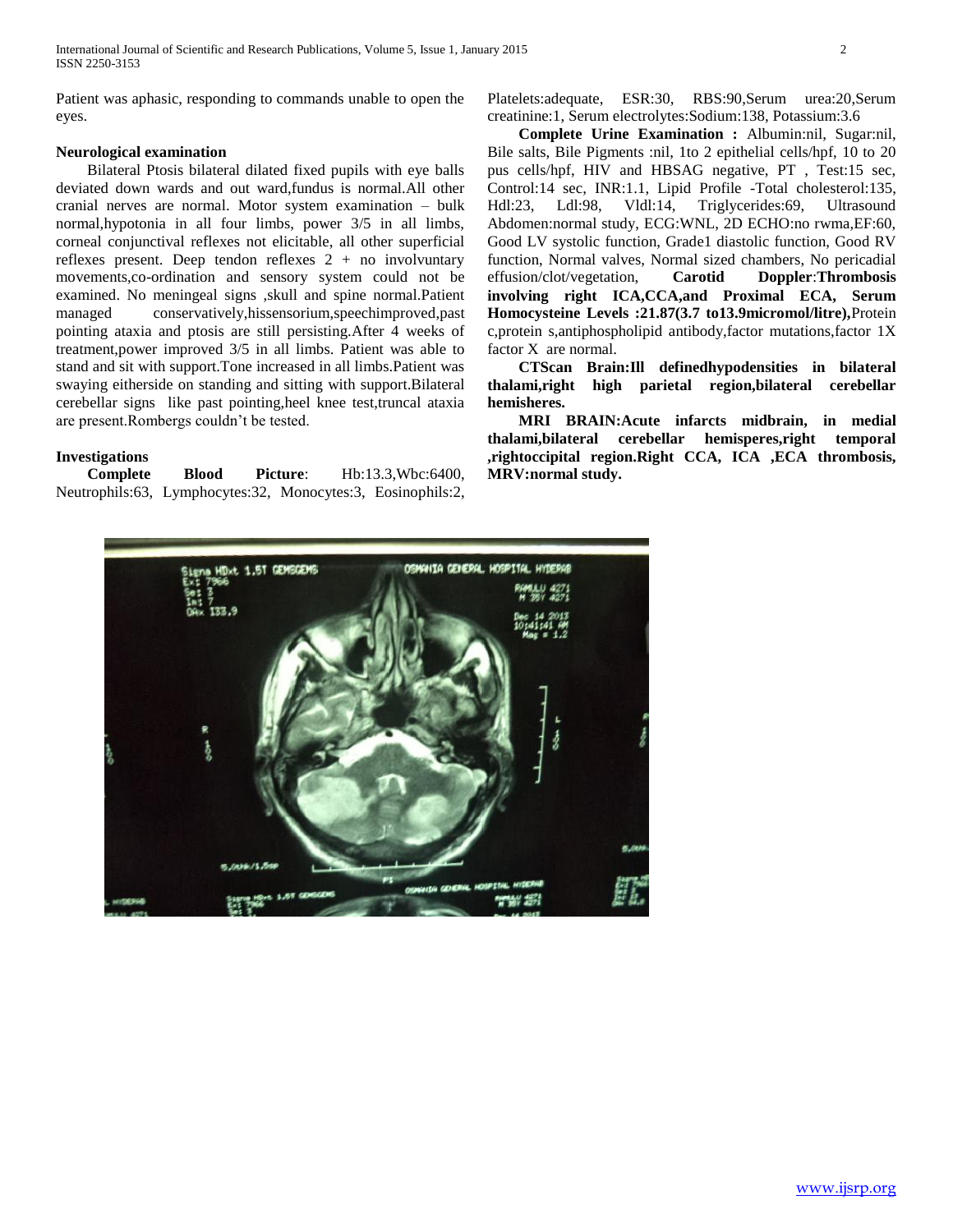Patient was aphasic, responding to commands unable to open the eyes.

### Neurological examination

Bilateral Ptosis bilateral dilated fixed pupils with eye balls deviated down wards and out ward,fundus is normal.All other cranial nerves are normal. Motor system examination – bulk normal,hypotonia in all four limbs, power 3/5 in all limbs, corneal conjunctival reflexes not elicitable, all other superficial reflexes present. Deep tendon reflexes 2 + no involvuntary movements,co-ordination and sensory system could not be examined. No meningeal signs ,skull and spine normal.Patient managed conservatively,hissensorium,speechimproved,past pointing ataxia and ptosis are still persisting.After 4 weeks of treatment,power improved 3/5 in all limbs. Patient was able to stand and sit with support.Tone increased in all limbs.Patient was swaying eitherside on standing and sitting with support.Bilateral cerebellar signs like past pointing,heel knee test,truncal ataxia are present.Rombergs couldn't be tested.

### Investigations

**Complete Blood Picture**: Hb:13.3,Wbc:6400, Neutrophils:63, Lymphocytes:32, Monocytes:3, Eosinophils:2, Platelets:adequate, ESR:30, RBS:90,Serum urea:20,Serum creatinine:1, Serum electrolytes:Sodium:138, Potassium:3.6

**Complete Urine Examination :** Albumin:nil, Sugar:nil, Bile salts, Bile Pigments :nil, 1to 2 epithelial cells/hpf, 10 to 20 pus cells/hpf, HIV and HBSAG negative, PT , Test:15 sec, Control:14 sec, INR:1.1, Lipid Profile -Total cholesterol:135, Hdl:23, Ldl:98, Vldl:14, Triglycerides:69, Ultrasound Abdomen:normal study, ECG:WNL, 2D ECHO:no rwma,EF:60, Good LV systolic function, Grade1 diastolic function, Good RV function, Normal valves, Normal sized chambers, No pericadial effusion/clot/vegetation, **Carotid Doppler**:**Thrombosis involving right ICA,CCA,and Proximal ECA, Serum Homocysteine Levels :21.87(3.7 to13.9micromol/litre),**Protein c,protein s,antiphospholipid antibody,factor mutations,factor 1X factor X are normal.

**CTScan Brain:Ill definedhypodensities in bilateral thalami,right high parietal region,bilateral cerebellar hemisheres.**

**MRI BRAIN:Acute infarcts midbrain, in medial thalami,bilateral cerebellar hemisperes,right temporal ,rightoccipital region.Right CCA, ICA ,ECA thrombosis, MRV:normal study.**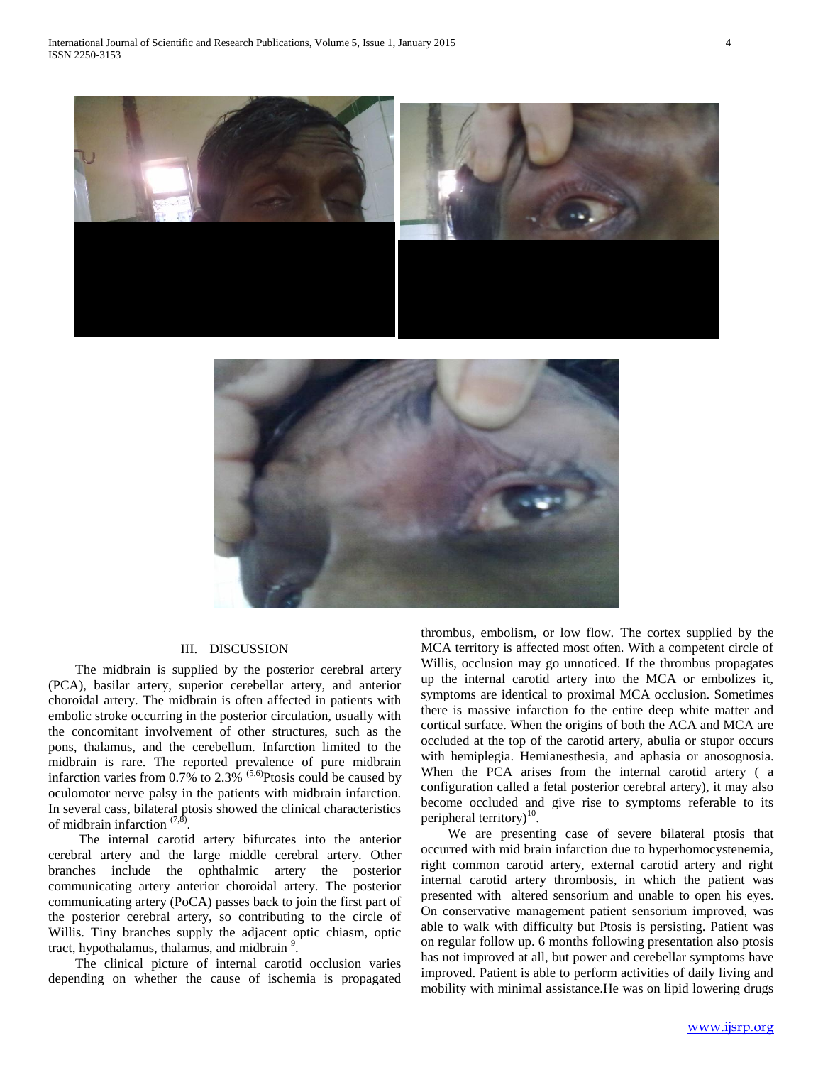## III. DISCUSSION

The midbrain is supplied by the posterior cerebral artery (PCA), basilar artery, superior cerebellar artery, and anterior choroidal artery. The midbrain is often affected in patients with embolic stroke occurring in the posterior circulation, usually with the concomitant involvement of other structures, such as the pons, thalamus, and the cerebellum. Infarction limited to the midbrain is rare. The reported prevalence of pure midbrain infarction varies from 0.7% to 2.3% [5,6]Ptosis could be caused by oculomotor nerve palsy in the patients with midbrain infarction. In several cass, bilateral ptosis showed the clinical characteristics of midbrain infarction [7,8].

The internal carotid artery bifurcates into the anterior cerebral artery and the large middle cerebral artery. Other branches include the ophthalmic artery the posterior communicating artery anterior choroidal artery. The posterior communicating artery (PoCA) passes back to join the first part of the posterior cerebral artery, so contributing to the circle of Willis. Tiny branches supply the adjacent optic chiasm, optic tract, hypothalamus, thalamus, and midbrain [9].

The clinical picture of internal carotid occlusion varies depending on whether the cause of ischemia is propagated thrombus, embolism, or low flow. The cortex supplied by the MCA territory is affected most often. With a competent circle of Willis, occlusion may go unnoticed. If the thrombus propagates up the internal carotid artery into the MCA or embolizes it, symptoms are identical to proximal MCA occlusion. Sometimes there is massive infarction fo the entire deep white matter and cortical surface. When the origins of both the ACA and MCA are occluded at the top of the carotid artery, abulia or stupor occurs with hemiplegia. Hemianesthesia, and aphasia or anosognosia. When the PCA arises from the internal carotid artery ( a configuration called a fetal posterior cerebral artery), it may also become occluded and give rise to symptoms referable to its peripheral territory)[10].

We are presenting case of severe bilateral ptosis that occurred with mid brain infarction due to hyperhomocystenemia, right common carotid artery, external carotid artery and right internal carotid artery thrombosis, in which the patient was presented with altered sensorium and unable to open his eyes. On conservative management patient sensorium improved, was able to walk with difficulty but Ptosis is persisting. Patient was on regular follow up. 6 months following presentation also ptosis has not improved at all, but power and cerebellar symptoms have improved. Patient is able to perform activities of daily living and mobility with minimal assistance.He was on lipid lowering drugs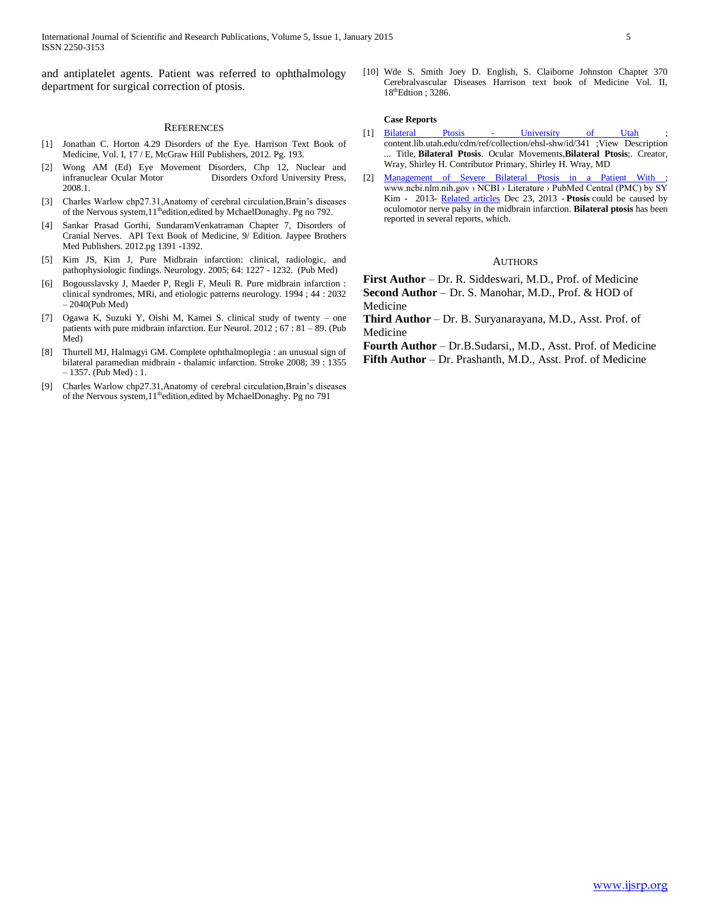and antiplatelet agents. Patient was referred to ophthalmology department for surgical correction of ptosis.

## REFERENCES

[1] Jonathan C. Horton 4.29 Disorders of the Eye. Harrison Text Book of Medicine, Vol. I, 17 / E, McGraw Hill Publishers, 2012. Pg. 193.

[2] Wong AM (Ed) Eye Movement Disorders, Chp 12, Nuclear and infranuclear Ocular Motor Disorders Oxford University Press, 2008.1.

[3] Charles Warlow chp27.31,Anatomy of cerebral circulation,Brain's diseases of the Nervous system,11th edition,edited by MchaelDonaghy. Pg no 792.

[4] Sankar Prasad Gorthi, SundaramVenkatraman Chapter 7, Disorders of Cranial Nerves. API Text Book of Medicine, 9/ Edition. Jaypee Brothers Med Publishers. 2012.pg 1391 -1392.

[5] Kim JS, Kim J, Pure Midbrain infarction: clinical, radiologic, and pathophysiologic findings. Neurology. 2005; 64: 1227 - 1232. (Pub Med)

[6] Bogousslavsky J, Maeder P, Regli F, Meuli R. Pure midbrain infarction : clinical syndromes, MRi, and etiologic patterns neurology. 1994 ; 44 : 2032 – 2040(Pub Med)

[7] Ogawa K, Suzuki Y, Oishi M, Kamei S. clinical study of twenty – one patients with pure midbrain infarction. Eur Neurol. 2012 ; 67 : 81 – 89. (Pub Med)

[8] Thurtell MJ, Halmagyi GM. Complete ophthalmoplegia : an unusual sign of bilateral paramedian midbrain - thalamic infarction. Stroke 2008; 39 : 1355 – 1357. (Pub Med) : 1.

[9] Charles Warlow chp27.31,Anatomy of cerebral circulation,Brain's diseases of the Nervous system,11th edition,edited by MchaelDonaghy. Pg no 791

[10] Wde S. Smith Joey D. English, S. Claiborne Johnston Chapter 370 Cerebralvascular Diseases Harrison text book of Medicine Vol. II, 18th Edtion ; 3286.

**Case Reports**

[1] Bilateral Ptosis - University of Utah ; content.lib.utah.edu/cdm/ref/collection/ehsl-shw/id/341 ;View Description ... Title, **Bilateral Ptosis**. Ocular Movements,**Bilateral Ptosis**;. Creator, Wray, Shirley H. Contributor Primary, Shirley H. Wray, MD

[2] Management of Severe Bilateral Ptosis in a Patient With ; www.ncbi.nlm.nih.gov › NCBI › Literature › PubMed Central (PMC) by SY Kim - 2013- Related articles Dec 23, 2013 - **Ptosis** could be caused by oculomotor nerve palsy in the midbrain infarction. **Bilateral ptosis** has been reported in several reports, which.

## AUTHORS

**First Author** – Dr. R. Siddeswari, M.D., Prof. of Medicine
**Second Author** – Dr. S. Manohar, M.D., Prof. & HOD of Medicine
**Third Author** – Dr. B. Suryanarayana, M.D., Asst. Prof. of Medicine
**Fourth Author** – Dr.B.Sudarsi,, M.D., Asst. Prof. of Medicine
**Fifth Author** – Dr. Prashanth, M.D., Asst. Prof. of Medicine